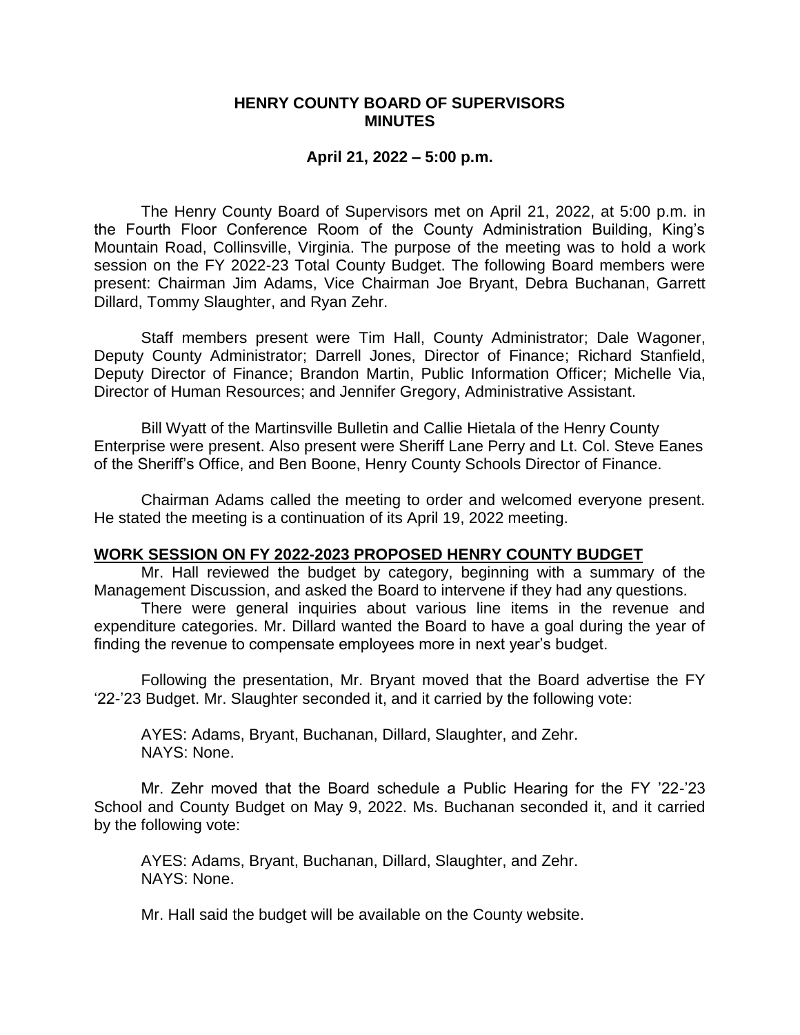**HENRY COUNTY BOARD OF SUPERVISORS
MINUTES**

**April 21, 2022 – 5:00 p.m.**

The Henry County Board of Supervisors met on April 21, 2022, at 5:00 p.m. in the Fourth Floor Conference Room of the County Administration Building, King's Mountain Road, Collinsville, Virginia. The purpose of the meeting was to hold a work session on the FY 2022-23 Total County Budget. The following Board members were present: Chairman Jim Adams, Vice Chairman Joe Bryant, Debra Buchanan, Garrett Dillard, Tommy Slaughter, and Ryan Zehr.

Staff members present were Tim Hall, County Administrator; Dale Wagoner, Deputy County Administrator; Darrell Jones, Director of Finance; Richard Stanfield, Deputy Director of Finance; Brandon Martin, Public Information Officer; Michelle Via, Director of Human Resources; and Jennifer Gregory, Administrative Assistant.

Bill Wyatt of the Martinsville Bulletin and Callie Hietala of the Henry County Enterprise were present. Also present were Sheriff Lane Perry and Lt. Col. Steve Eanes of the Sheriff's Office, and Ben Boone, Henry County Schools Director of Finance.

Chairman Adams called the meeting to order and welcomed everyone present. He stated the meeting is a continuation of its April 19, 2022 meeting.

**WORK SESSION ON FY 2022-2023 PROPOSED HENRY COUNTY BUDGET**

Mr. Hall reviewed the budget by category, beginning with a summary of the Management Discussion, and asked the Board to intervene if they had any questions.

There were general inquiries about various line items in the revenue and expenditure categories. Mr. Dillard wanted the Board to have a goal during the year of finding the revenue to compensate employees more in next year's budget.

Following the presentation, Mr. Bryant moved that the Board advertise the FY '22-'23 Budget. Mr. Slaughter seconded it, and it carried by the following vote:

AYES: Adams, Bryant, Buchanan, Dillard, Slaughter, and Zehr.
NAYS: None.

Mr. Zehr moved that the Board schedule a Public Hearing for the FY '22-'23 School and County Budget on May 9, 2022. Ms. Buchanan seconded it, and it carried by the following vote:

AYES: Adams, Bryant, Buchanan, Dillard, Slaughter, and Zehr.
NAYS: None.

Mr. Hall said the budget will be available on the County website.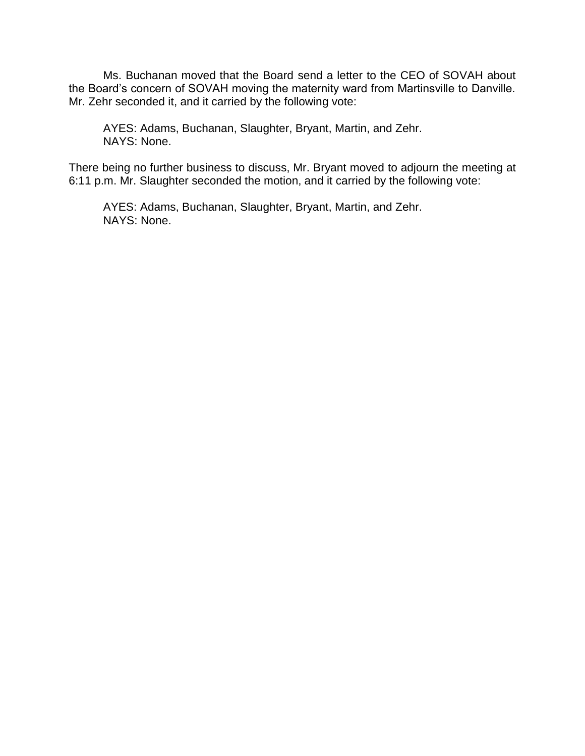Ms. Buchanan moved that the Board send a letter to the CEO of SOVAH about the Board's concern of SOVAH moving the maternity ward from Martinsville to Danville. Mr. Zehr seconded it, and it carried by the following vote:

AYES: Adams, Buchanan, Slaughter, Bryant, Martin, and Zehr.
NAYS: None.

There being no further business to discuss, Mr. Bryant moved to adjourn the meeting at 6:11 p.m. Mr. Slaughter seconded the motion, and it carried by the following vote:

AYES: Adams, Buchanan, Slaughter, Bryant, Martin, and Zehr.
NAYS: None.